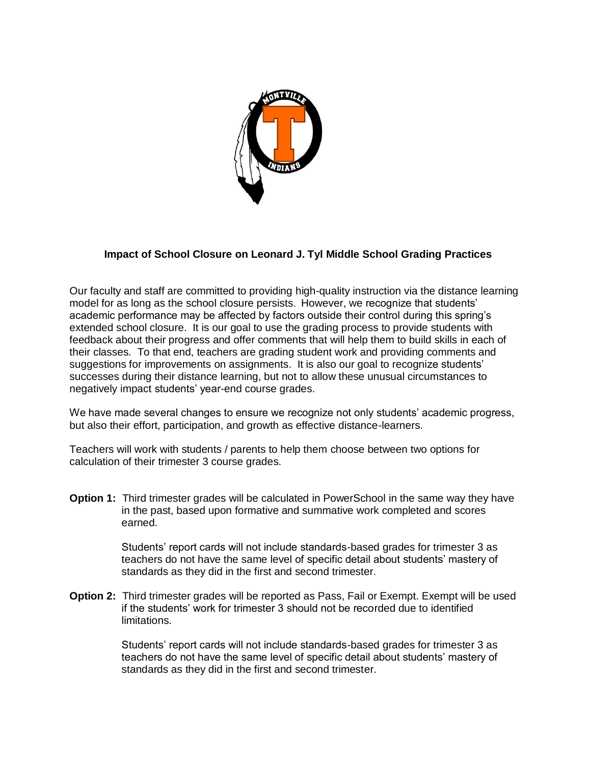## Impact of School Closure on Leonard J. Tyl Middle School Grading Practices

Our faculty and staff are committed to providing high-quality instruction via the distance learning model for as long as the school closure persists. However, we recognize that students' academic performance may be affected by factors outside their control during this spring's extended school closure. It is our goal to use the grading process to provide students with feedback about their progress and offer comments that will help them to build skills in each of their classes. To that end, teachers are grading student work and providing comments and suggestions for improvements on assignments. It is also our goal to recognize students' successes during their distance learning, but not to allow these unusual circumstances to negatively impact students' year-end course grades.

We have made several changes to ensure we recognize not only students' academic progress, but also their effort, participation, and growth as effective distance-learners.

Teachers will work with students / parents to help them choose between two options for calculation of their trimester 3 course grades.

**Option 1:** Third trimester grades will be calculated in PowerSchool in the same way they have in the past, based upon formative and summative work completed and scores earned.

Students' report cards will not include standards-based grades for trimester 3 as teachers do not have the same level of specific detail about students' mastery of standards as they did in the first and second trimester.

**Option 2:** Third trimester grades will be reported as Pass, Fail or Exempt. Exempt will be used if the students' work for trimester 3 should not be recorded due to identified limitations.

Students' report cards will not include standards-based grades for trimester 3 as teachers do not have the same level of specific detail about students' mastery of standards as they did in the first and second trimester.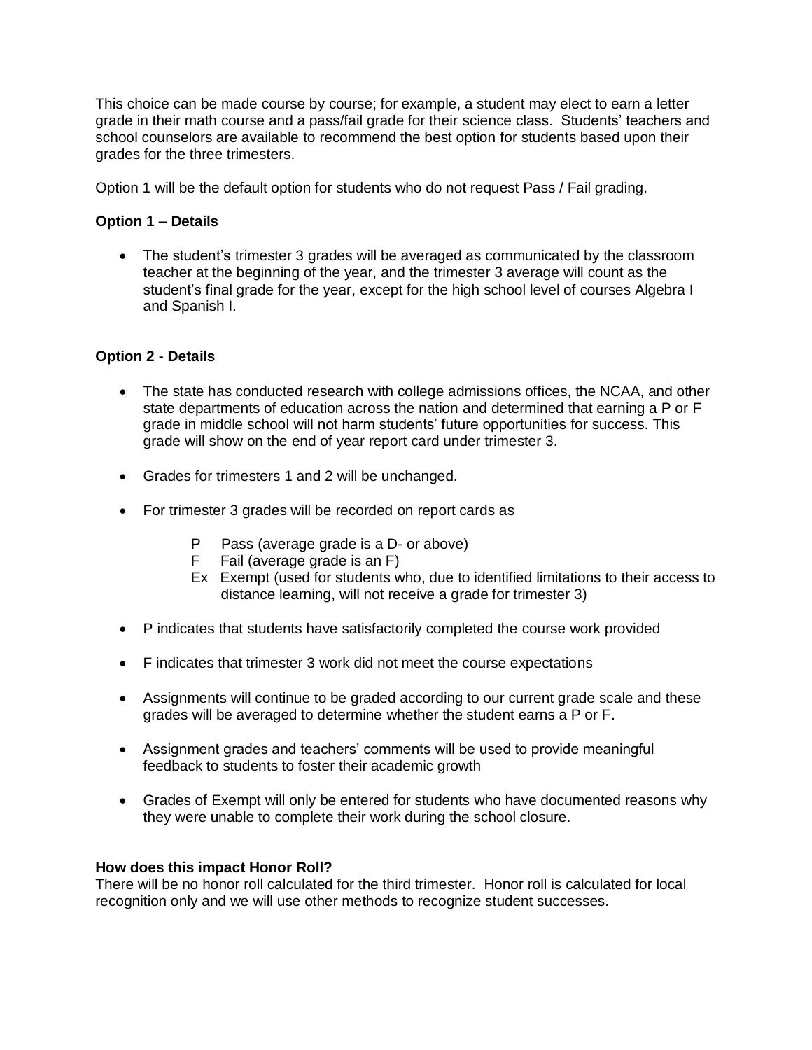This choice can be made course by course; for example, a student may elect to earn a letter grade in their math course and a pass/fail grade for their science class. Students' teachers and school counselors are available to recommend the best option for students based upon their grades for the three trimesters.

Option 1 will be the default option for students who do not request Pass / Fail grading.

**Option 1 – Details**

- The student's trimester 3 grades will be averaged as communicated by the classroom teacher at the beginning of the year, and the trimester 3 average will count as the student's final grade for the year, except for the high school level of courses Algebra I and Spanish I.

**Option 2 - Details**

- The state has conducted research with college admissions offices, the NCAA, and other state departments of education across the nation and determined that earning a P or F grade in middle school will not harm students' future opportunities for success. This grade will show on the end of year report card under trimester 3.
- Grades for trimesters 1 and 2 will be unchanged.
- For trimester 3 grades will be recorded on report cards as

  P  Pass (average grade is a D- or above)
  F  Fail (average grade is an F)
  Ex  Exempt (used for students who, due to identified limitations to their access to distance learning, will not receive a grade for trimester 3)

- P indicates that students have satisfactorily completed the course work provided
- F indicates that trimester 3 work did not meet the course expectations
- Assignments will continue to be graded according to our current grade scale and these grades will be averaged to determine whether the student earns a P or F.
- Assignment grades and teachers' comments will be used to provide meaningful feedback to students to foster their academic growth
- Grades of Exempt will only be entered for students who have documented reasons why they were unable to complete their work during the school closure.

**How does this impact Honor Roll?**

There will be no honor roll calculated for the third trimester. Honor roll is calculated for local recognition only and we will use other methods to recognize student successes.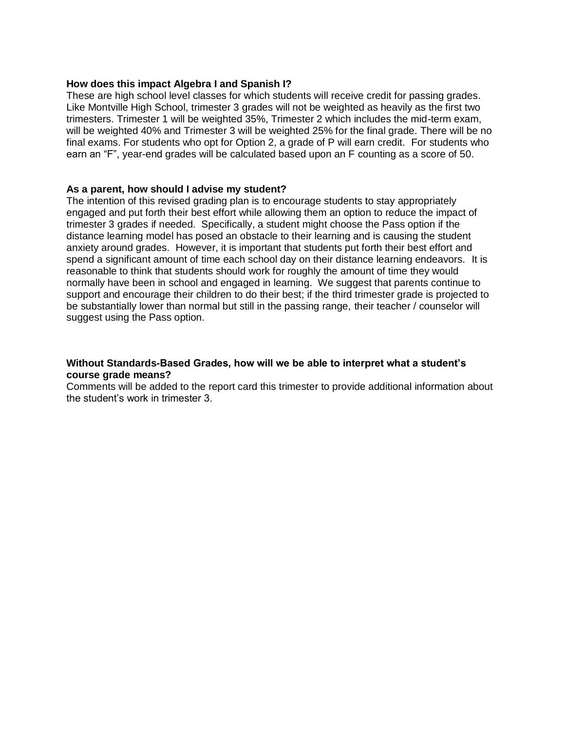**How does this impact Algebra I and Spanish I?**

These are high school level classes for which students will receive credit for passing grades. Like Montville High School, trimester 3 grades will not be weighted as heavily as the first two trimesters. Trimester 1 will be weighted 35%, Trimester 2 which includes the mid-term exam, will be weighted 40% and Trimester 3 will be weighted 25% for the final grade. There will be no final exams. For students who opt for Option 2, a grade of P will earn credit. For students who earn an "F", year-end grades will be calculated based upon an F counting as a score of 50.

**As a parent, how should I advise my student?**

The intention of this revised grading plan is to encourage students to stay appropriately engaged and put forth their best effort while allowing them an option to reduce the impact of trimester 3 grades if needed. Specifically, a student might choose the Pass option if the distance learning model has posed an obstacle to their learning and is causing the student anxiety around grades. However, it is important that students put forth their best effort and spend a significant amount of time each school day on their distance learning endeavors. It is reasonable to think that students should work for roughly the amount of time they would normally have been in school and engaged in learning. We suggest that parents continue to support and encourage their children to do their best; if the third trimester grade is projected to be substantially lower than normal but still in the passing range, their teacher / counselor will suggest using the Pass option.

**Without Standards-Based Grades, how will we be able to interpret what a student's course grade means?**

Comments will be added to the report card this trimester to provide additional information about the student's work in trimester 3.